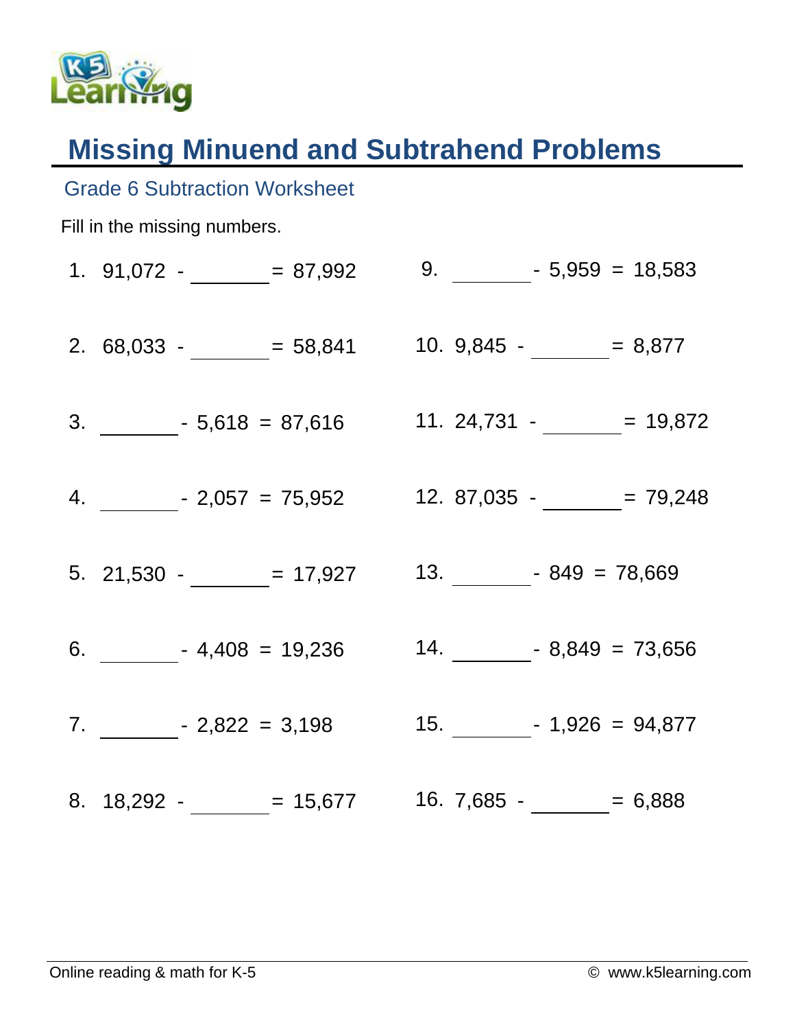# Missing Minuend and Subtrahend Problems

## Grade 6 Subtraction Worksheet

Fill in the missing numbers.

1. 91,072 - _______ = 87,992
2. 68,033 - _______ = 58,841
3. _______ - 5,618 = 87,616
4. _______ - 2,057 = 75,952
5. 21,530 - _______ = 17,927
6. _______ - 4,408 = 19,236
7. _______ - 2,822 = 3,198
8. 18,292 - _______ = 15,677
9. _______ - 5,959 = 18,583
10. 9,845 - _______ = 8,877
11. 24,731 - _______ = 19,872
12. 87,035 - _______ = 79,248
13. _______ - 849 = 78,669
14. _______ - 8,849 = 73,656
15. _______ - 1,926 = 94,877
16. 7,685 - _______ = 6,888

Online reading & math for K-5 © www.k5learning.com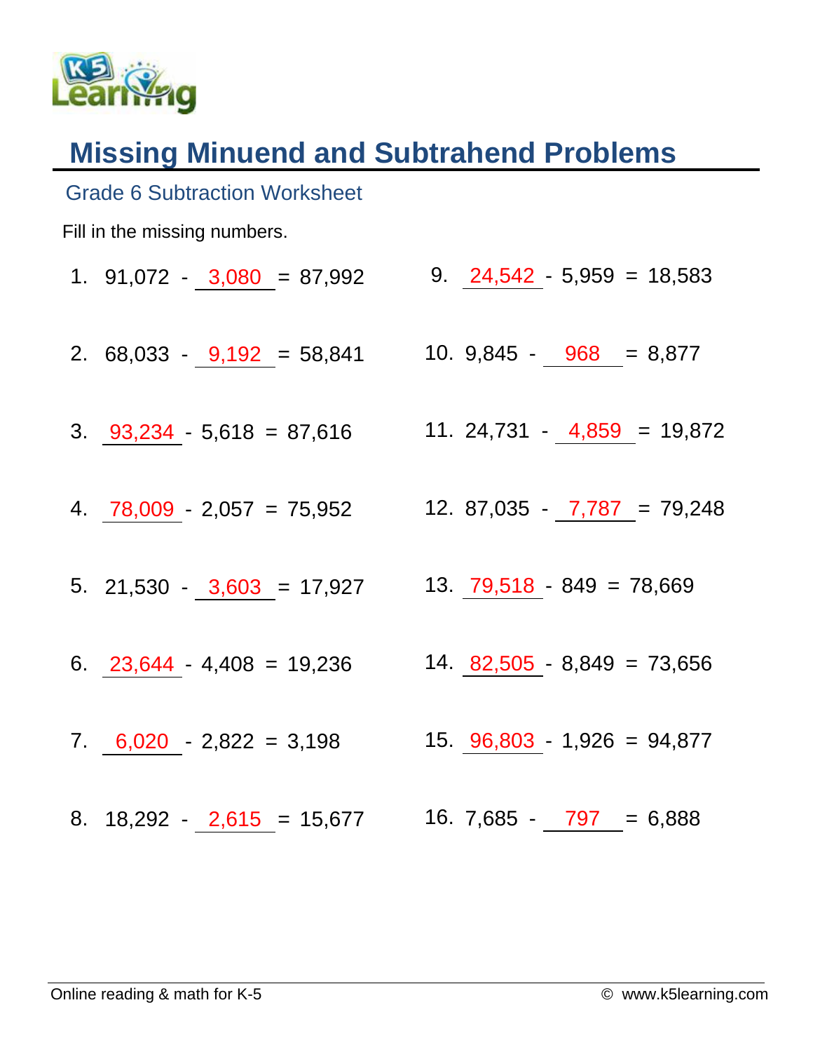# Missing Minuend and Subtrahend Problems

## Grade 6 Subtraction Worksheet

Fill in the missing numbers.

1. 91,072 - 3,080 = 87,992
2. 68,033 - 9,192 = 58,841
3. 93,234 - 5,618 = 87,616
4. 78,009 - 2,057 = 75,952
5. 21,530 - 3,603 = 17,927
6. 23,644 - 4,408 = 19,236
7. 6,020 - 2,822 = 3,198
8. 18,292 - 2,615 = 15,677
9. 24,542 - 5,959 = 18,583
10. 9,845 - 968 = 8,877
11. 24,731 - 4,859 = 19,872
12. 87,035 - 7,787 = 79,248
13. 79,518 - 849 = 78,669
14. 82,505 - 8,849 = 73,656
15. 96,803 - 1,926 = 94,877
16. 7,685 - 797 = 6,888

Online reading & math for K-5 © www.k5learning.com